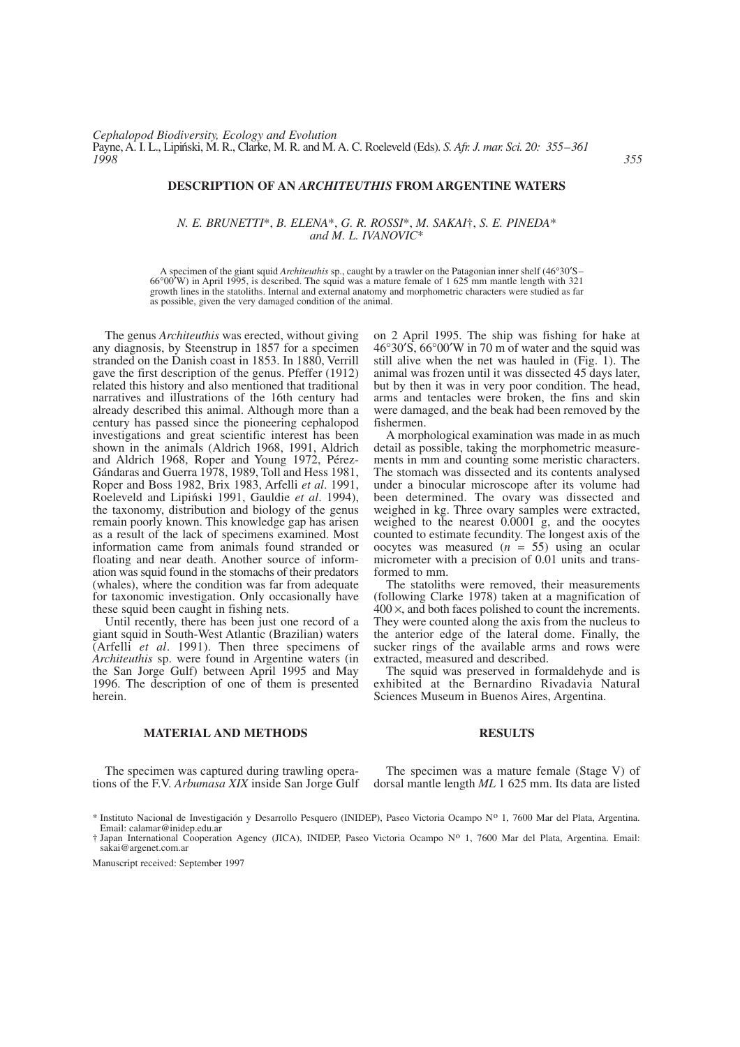# DESCRIPTION OF AN *ARCHITEUTHIS* FROM ARGENTINE WATERS

*N. E. BRUNETTI*\*, *B. ELENA*\*, *G. R. ROSSI*\*, *M. SAKAI*†, *S. E. PINEDA*\* *and M. L. IVANOVIC*\*

A specimen of the giant squid *Architeuthis* sp., caught by a trawler on the Patagonian inner shelf (46°30′S–66°00′W) in April 1995, is described. The squid was a mature female of 1 625 mm mantle length with 321 growth lines in the statoliths. Internal and external anatomy and morphometric characters were studied as far as possible, given the very damaged condition of the animal.

The genus *Architeuthis* was erected, without giving any diagnosis, by Steenstrup in 1857 for a specimen stranded on the Danish coast in 1853. In 1880, Verrill gave the first description of the genus. Pfeffer (1912) related this history and also mentioned that traditional narratives and illustrations of the 16th century had already described this animal. Although more than a century has passed since the pioneering cephalopod investigations and great scientific interest has been shown in the animals (Aldrich 1968, 1991, Aldrich and Aldrich 1968, Roper and Young 1972, Pérez-Gándaras and Guerra 1978, 1989, Toll and Hess 1981, Roper and Boss 1982, Brix 1983, Arfelli *et al*. 1991, Roeleveld and Lipiński 1991, Gauldie *et al*. 1994), the taxonomy, distribution and biology of the genus remain poorly known. This knowledge gap has arisen as a result of the lack of specimens examined. Most information came from animals found stranded or floating and near death. Another source of information was squid found in the stomachs of their predators (whales), where the condition was far from adequate for taxonomic investigation. Only occasionally have these squid been caught in fishing nets.

Until recently, there has been just one record of a giant squid in South-West Atlantic (Brazilian) waters (Arfelli *et al*. 1991). Then three specimens of *Architeuthis* sp. were found in Argentine waters (in the San Jorge Gulf) between April 1995 and May 1996. The description of one of them is presented herein.

## MATERIAL AND METHODS

The specimen was captured during trawling operations of the F.V. *Arbumasa XIX* inside San Jorge Gulf on 2 April 1995. The ship was fishing for hake at 46°30′S, 66°00′W in 70 m of water and the squid was still alive when the net was hauled in (Fig. 1). The animal was frozen until it was dissected 45 days later, but by then it was in very poor condition. The head, arms and tentacles were broken, the fins and skin were damaged, and the beak had been removed by the fishermen.

A morphological examination was made in as much detail as possible, taking the morphometric measurements in mm and counting some meristic characters. The stomach was dissected and its contents analysed under a binocular microscope after its volume had been determined. The ovary was dissected and weighed in kg. Three ovary samples were extracted, weighed to the nearest 0.0001 g, and the oocytes counted to estimate fecundity. The longest axis of the oocytes was measured ($n$ = 55) using an ocular micrometer with a precision of 0.01 units and transformed to mm.

The statoliths were removed, their measurements (following Clarke 1978) taken at a magnification of 400×, and both faces polished to count the increments. They were counted along the axis from the nucleus to the anterior edge of the lateral dome. Finally, the sucker rings of the available arms and rows were extracted, measured and described.

The squid was preserved in formaldehyde and is exhibited at the Bernardino Rivadavia Natural Sciences Museum in Buenos Aires, Argentina.

## RESULTS

The specimen was a mature female (Stage V) of dorsal mantle length *ML* 1 625 mm. Its data are listed

\* Instituto Nacional de Investigación y Desarrollo Pesquero (INIDEP), Paseo Victoria Ocampo Nº 1, 7600 Mar del Plata, Argentina. Email: calamar@inidep.edu.ar

† Japan International Cooperation Agency (JICA), INIDEP, Paseo Victoria Ocampo Nº 1, 7600 Mar del Plata, Argentina. Email: sakai@argenet.com.ar

Manuscript received: September 1997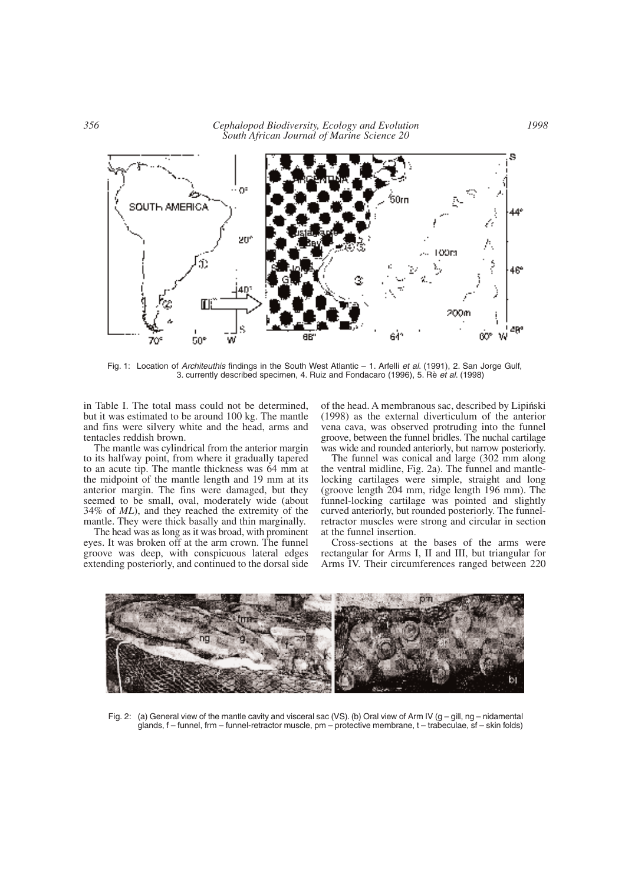Fig. 1: Location of *Architeuthis* findings in the South West Atlantic – 1. Arfelli *et al.* (1991), 2. San Jorge Gulf, 3. currently described specimen, 4. Ruiz and Fondacaro (1996), 5. Rè *et al.* (1998)

in Table I. The total mass could not be determined, but it was estimated to be around 100 kg. The mantle and fins were silvery white and the head, arms and tentacles reddish brown.

The mantle was cylindrical from the anterior margin to its halfway point, from where it gradually tapered to an acute tip. The mantle thickness was 64 mm at the midpoint of the mantle length and 19 mm at its anterior margin. The fins were damaged, but they seemed to be small, oval, moderately wide (about 34% of *ML*), and they reached the extremity of the mantle. They were thick basally and thin marginally.

The head was as long as it was broad, with prominent eyes. It was broken off at the arm crown. The funnel groove was deep, with conspicuous lateral edges extending posteriorly, and continued to the dorsal side of the head. A membranous sac, described by Lipiński (1998) as the external diverticulum of the anterior vena cava, was observed protruding into the funnel groove, between the funnel bridles. The nuchal cartilage was wide and rounded anteriorly, but narrow posteriorly.

The funnel was conical and large (302 mm along the ventral midline, Fig. 2a). The funnel and mantle-locking cartilages were simple, straight and long (groove length 204 mm, ridge length 196 mm). The funnel-locking cartilage was pointed and slightly curved anteriorly, but rounded posteriorly. The funnel-retractor muscles were strong and circular in section at the funnel insertion.

Cross-sections at the bases of the arms were rectangular for Arms I, II and III, but triangular for Arms IV. Their circumferences ranged between 220

Fig. 2: (a) General view of the mantle cavity and visceral sac (VS). (b) Oral view of Arm IV (g – gill, ng – nidamental glands, f – funnel, frm – funnel-retractor muscle, pm – protective membrane, t – trabeculae, sf – skin folds)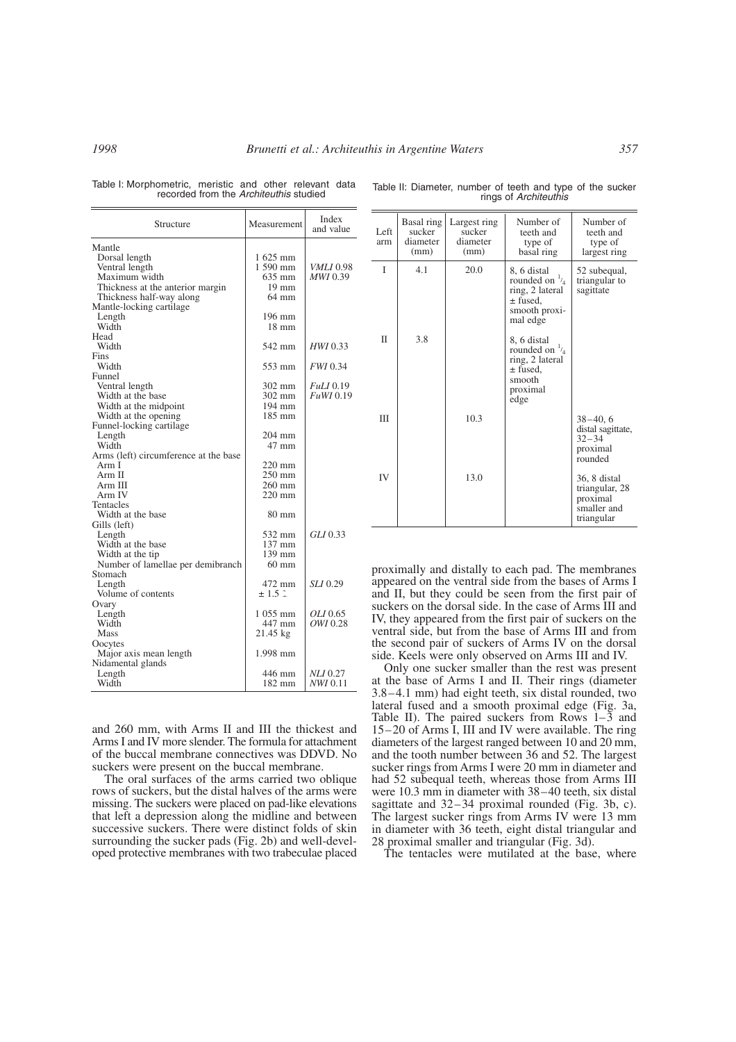Table I: Morphometric, meristic and other relevant data recorded from the *Architeuthis* studied

| Structure | Measurement | Index and value |
|---|---|---|
| Mantle | | |
| Dorsal length | 1 625 mm | |
| Ventral length | 1 590 mm | *VMLI* 0.98 |
| Maximum width | 635 mm | *MWI* 0.39 |
| Thickness at the anterior margin | 19 mm | |
| Thickness half-way along | 64 mm | |
| Mantle-locking cartilage | | |
| Length | 196 mm | |
| Width | 18 mm | |
| Head | | |
| Width | 542 mm | *HWI* 0.33 |
| Fins | | |
| Width | 553 mm | *FWI* 0.34 |
| Funnel | | |
| Ventral length | 302 mm | *FuLI* 0.19 |
| Width at the base | 302 mm | *FuWI* 0.19 |
| Width at the midpoint | 194 mm | |
| Width at the opening | 185 mm | |
| Funnel-locking cartilage | | |
| Length | 204 mm | |
| Width | 47 mm | |
| Arms (left) circumference at the base | | |
| Arm I | 220 mm | |
| Arm II | 250 mm | |
| Arm III | 260 mm | |
| Arm IV | 220 mm | |
| Tentacles | | |
| Width at the base | 80 mm | |
| Gills (left) | | |
| Length | 532 mm | *GLI* 0.33 |
| Width at the base | 137 mm | |
| Width at the tip | 139 mm | |
| Number of lamellae per demibranch | 60 mm | |
| Stomach | | |
| Length | 472 mm | *SLI* 0.29 |
| Volume of contents | ± 1.5 l | |
| Ovary | | |
| Length | 1 055 mm | *OLI* 0.65 |
| Width | 447 mm | *OWI* 0.28 |
| Mass | 21.45 kg | |
| Oocytes | | |
| Major axis mean length | 1.998 mm | |
| Nidamental glands | | |
| Length | 446 mm | *NLI* 0.27 |
| Width | 182 mm | *NWI* 0.11 |

Table II: Diameter, number of teeth and type of the sucker rings of *Architeuthis*

| Left arm | Basal ring sucker diameter (mm) | Largest ring sucker diameter (mm) | Number of teeth and type of basal ring | Number of teeth and type of largest ring |
|---|---|---|---|---|
| I | 4.1 | 20.0 | 8, 6 distal rounded on $^{1}/_{4}$ ring, 2 lateral ± fused, smooth proximal edge | 52 subequal, triangular to sagittate |
| II | 3.8 | | 8, 6 distal rounded on $^{1}/_{4}$ ring, 2 lateral ± fused, smooth proximal edge | |
| III | | 10.3 | | 38–40, 6 distal sagittate, 32–34 proximal rounded |
| IV | | 13.0 | | 36, 8 distal triangular, 28 proximal smaller and triangular |

and 260 mm, with Arms II and III the thickest and Arms I and IV more slender. The formula for attachment of the buccal membrane connectives was DDVD. No suckers were present on the buccal membrane.

The oral surfaces of the arms carried two oblique rows of suckers, but the distal halves of the arms were missing. The suckers were placed on pad-like elevations that left a depression along the midline and between successive suckers. There were distinct folds of skin surrounding the sucker pads (Fig. 2b) and well-developed protective membranes with two trabeculae placed proximally and distally to each pad. The membranes appeared on the ventral side from the bases of Arms I and II, but they could be seen from the first pair of suckers on the dorsal side. In the case of Arms III and IV, they appeared from the first pair of suckers on the ventral side, but from the base of Arms III and from the second pair of suckers of Arms IV on the dorsal side. Keels were only observed on Arms III and IV.

Only one sucker smaller than the rest was present at the base of Arms I and II. Their rings (diameter 3.8–4.1 mm) had eight teeth, six distal rounded, two lateral fused and a smooth proximal edge (Fig. 3a, Table II). The paired suckers from Rows 1–3 and 15–20 of Arms I, III and IV were available. The ring diameters of the largest ranged between 10 and 20 mm, and the tooth number between 36 and 52. The largest sucker rings from Arms I were 20 mm in diameter and had 52 subequal teeth, whereas those from Arms III were 10.3 mm in diameter with 38–40 teeth, six distal sagittate and 32–34 proximal rounded (Fig. 3b, c). The largest sucker rings from Arms IV were 13 mm in diameter with 36 teeth, eight distal triangular and 28 proximal smaller and triangular (Fig. 3d).

The tentacles were mutilated at the base, where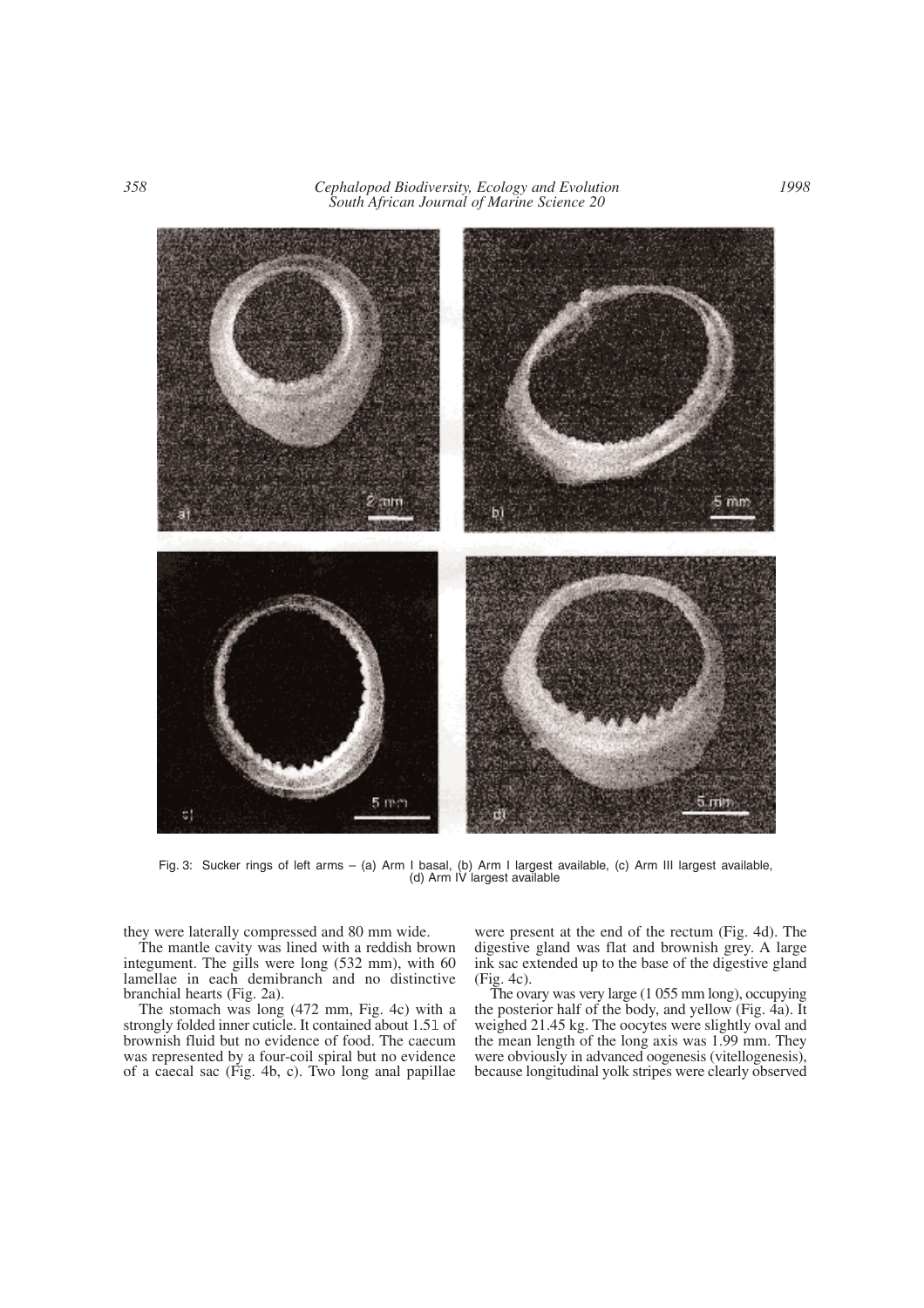Fig. 3: Sucker rings of left arms – (a) Arm I basal, (b) Arm I largest available, (c) Arm III largest available, (d) Arm IV largest available

they were laterally compressed and 80 mm wide.

The mantle cavity was lined with a reddish brown integument. The gills were long (532 mm), with 60 lamellae in each demibranch and no distinctive branchial hearts (Fig. 2a).

The stomach was long (472 mm, Fig. 4c) with a strongly folded inner cuticle. It contained about 1.5 l of brownish fluid but no evidence of food. The caecum was represented by a four-coil spiral but no evidence of a caecal sac (Fig. 4b, c). Two long anal papillae were present at the end of the rectum (Fig. 4d). The digestive gland was flat and brownish grey. A large ink sac extended up to the base of the digestive gland (Fig. 4c).

The ovary was very large (1 055 mm long), occupying the posterior half of the body, and yellow (Fig. 4a). It weighed 21.45 kg. The oocytes were slightly oval and the mean length of the long axis was 1.99 mm. They were obviously in advanced oogenesis (vitellogenesis), because longitudinal yolk stripes were clearly observed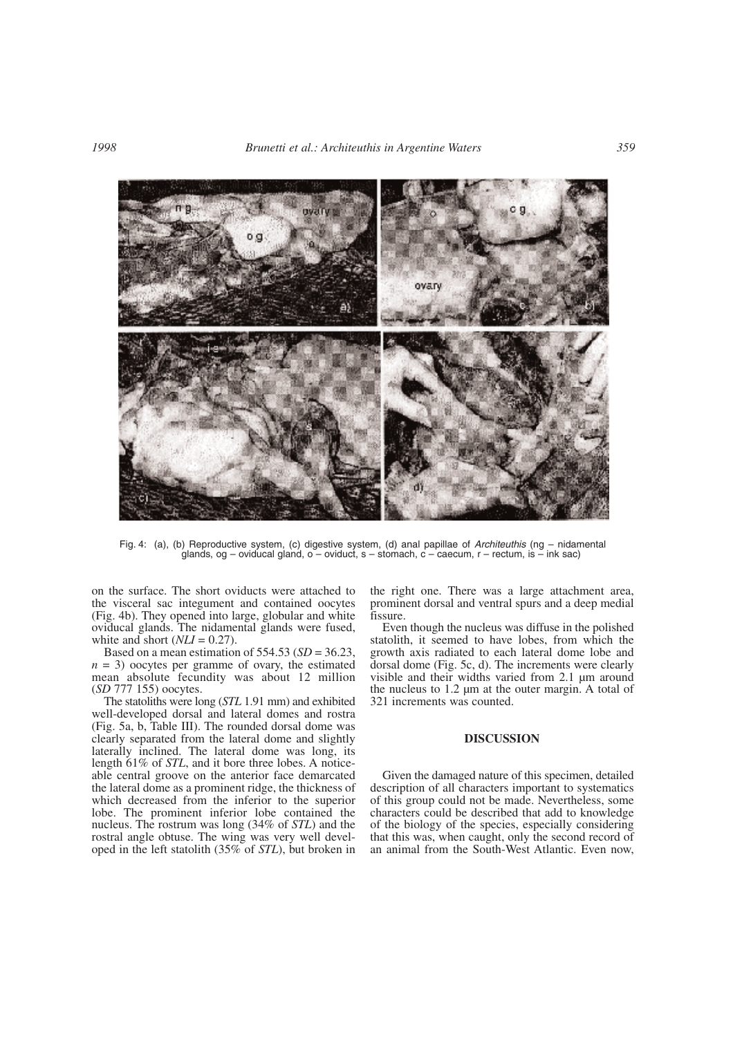Fig. 4: (a), (b) Reproductive system, (c) digestive system, (d) anal papillae of *Architeuthis* (ng – nidamental glands, og – oviducal gland, o – oviduct, s – stomach, c – caecum, r – rectum, is – ink sac)

on the surface. The short oviducts were attached to the visceral sac integument and contained oocytes (Fig. 4b). They opened into large, globular and white oviducal glands. The nidamental glands were fused, white and short (*NLI* = 0.27).

Based on a mean estimation of 554.53 (*SD* = 36.23, *n* = 3) oocytes per gramme of ovary, the estimated mean absolute fecundity was about 12 million (*SD* 777 155) oocytes.

The statoliths were long (*STL* 1.91 mm) and exhibited well-developed dorsal and lateral domes and rostra (Fig. 5a, b, Table III). The rounded dorsal dome was clearly separated from the lateral dome and slightly laterally inclined. The lateral dome was long, its length 61% of *STL*, and it bore three lobes. A noticeable central groove on the anterior face demarcated the lateral dome as a prominent ridge, the thickness of which decreased from the inferior to the superior lobe. The prominent inferior lobe contained the nucleus. The rostrum was long (34% of *STL*) and the rostral angle obtuse. The wing was very well developed in the left statolith (35% of *STL*), but broken in the right one. There was a large attachment area, prominent dorsal and ventral spurs and a deep medial fissure.

Even though the nucleus was diffuse in the polished statolith, it seemed to have lobes, from which the growth axis radiated to each lateral dome lobe and dorsal dome (Fig. 5c, d). The increments were clearly visible and their widths varied from 2.1 µm around the nucleus to 1.2 µm at the outer margin. A total of 321 increments was counted.

## DISCUSSION

Given the damaged nature of this specimen, detailed description of all characters important to systematics of this group could not be made. Nevertheless, some characters could be described that add to knowledge of the biology of the species, especially considering that this was, when caught, only the second record of an animal from the South-West Atlantic. Even now,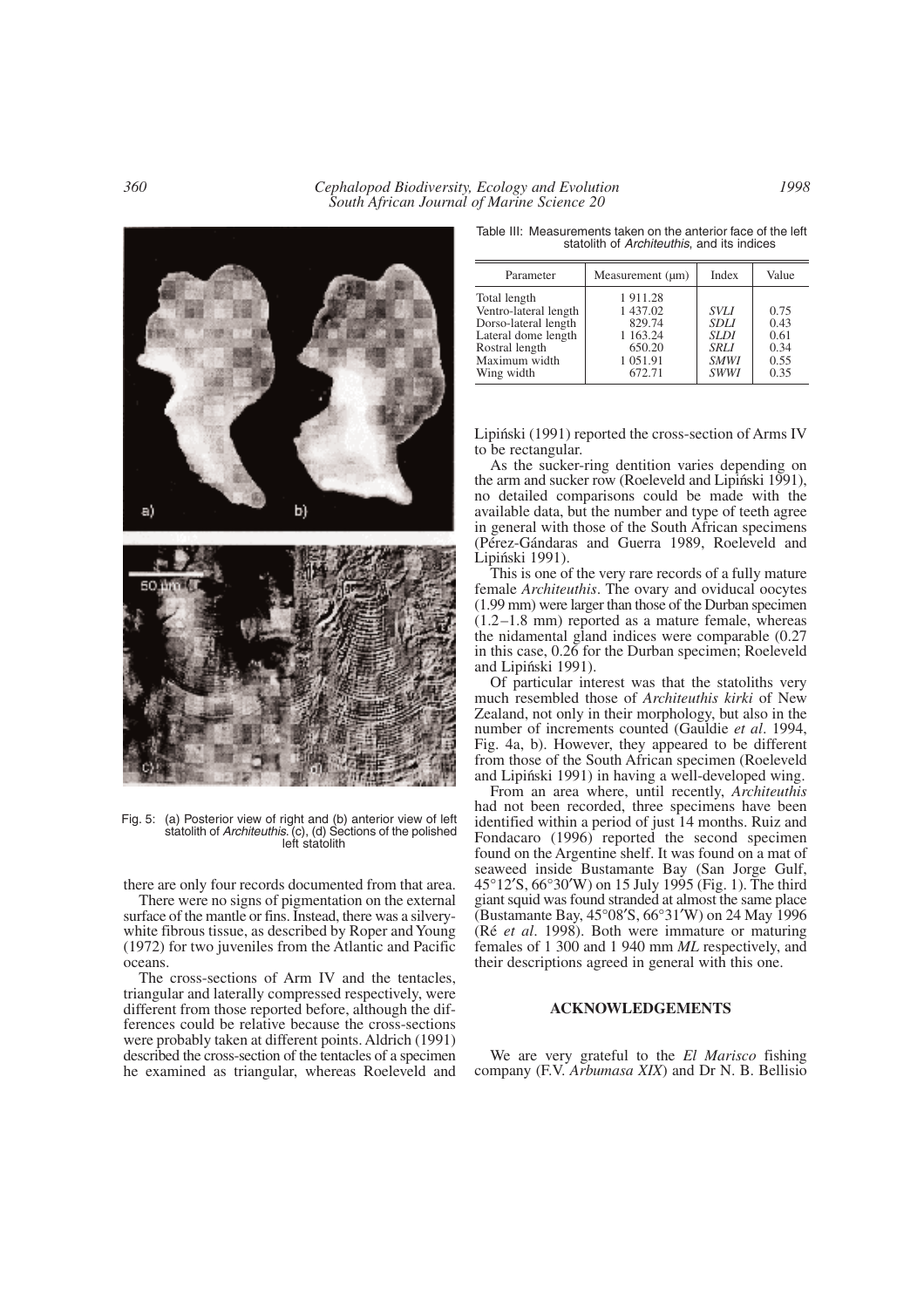Fig. 5: (a) Posterior view of right and (b) anterior view of left statolith of *Architeuthis*. (c), (d) Sections of the polished left statolith

there are only four records documented from that area.

There were no signs of pigmentation on the external surface of the mantle or fins. Instead, there was a silvery-white fibrous tissue, as described by Roper and Young (1972) for two juveniles from the Atlantic and Pacific oceans.

The cross-sections of Arm IV and the tentacles, triangular and laterally compressed respectively, were different from those reported before, although the differences could be relative because the cross-sections were probably taken at different points. Aldrich (1991) described the cross-section of the tentacles of a specimen he examined as triangular, whereas Roeleveld and Lipiński (1991) reported the cross-section of Arms IV to be rectangular.

As the sucker-ring dentition varies depending on the arm and sucker row (Roeleveld and Lipiński 1991), no detailed comparisons could be made with the available data, but the number and type of teeth agree in general with those of the South African specimens (Pérez-Gándaras and Guerra 1989, Roeleveld and Lipiński 1991).

This is one of the very rare records of a fully mature female *Architeuthis*. The ovary and oviducal oocytes (1.99 mm) were larger than those of the Durban specimen (1.2–1.8 mm) reported as a mature female, whereas the nidamental gland indices were comparable (0.27 in this case, 0.26 for the Durban specimen; Roeleveld and Lipiński 1991).

Of particular interest was that the statoliths very much resembled those of *Architeuthis kirki* of New Zealand, not only in their morphology, but also in the number of increments counted (Gauldie *et al*. 1994, Fig. 4a, b). However, they appeared to be different from those of the South African specimen (Roeleveld and Lipiński 1991) in having a well-developed wing.

From an area where, until recently, *Architeuthis* had not been recorded, three specimens have been identified within a period of just 14 months. Ruiz and Fondacaro (1996) reported the second specimen found on the Argentine shelf. It was found on a mat of seaweed inside Bustamante Bay (San Jorge Gulf, 45°12′S, 66°30′W) on 15 July 1995 (Fig. 1). The third giant squid was found stranded at almost the same place (Bustamante Bay, 45°08′S, 66°31′W) on 24 May 1996 (Ré *et al*. 1998). Both were immature or maturing females of 1 300 and 1 940 mm *ML* respectively, and their descriptions agreed in general with this one.

Table III: Measurements taken on the anterior face of the left statolith of *Architeuthis*, and its indices

| Parameter | Measurement (μm) | Index | Value |
|---|---|---|---|
| Total length | 1 911.28 | | |
| Ventro-lateral length | 1 437.02 | *SVLI* | 0.75 |
| Dorso-lateral length | 829.74 | *SDLI* | 0.43 |
| Lateral dome length | 1 163.24 | *SLDI* | 0.61 |
| Rostral length | 650.20 | *SRLI* | 0.34 |
| Maximum width | 1 051.91 | *SMWI* | 0.55 |
| Wing width | 672.71 | *SWWI* | 0.35 |

## ACKNOWLEDGEMENTS

We are very grateful to the *El Marisco* fishing company (F.V. *Arbumasa XIX*) and Dr N. B. Bellisio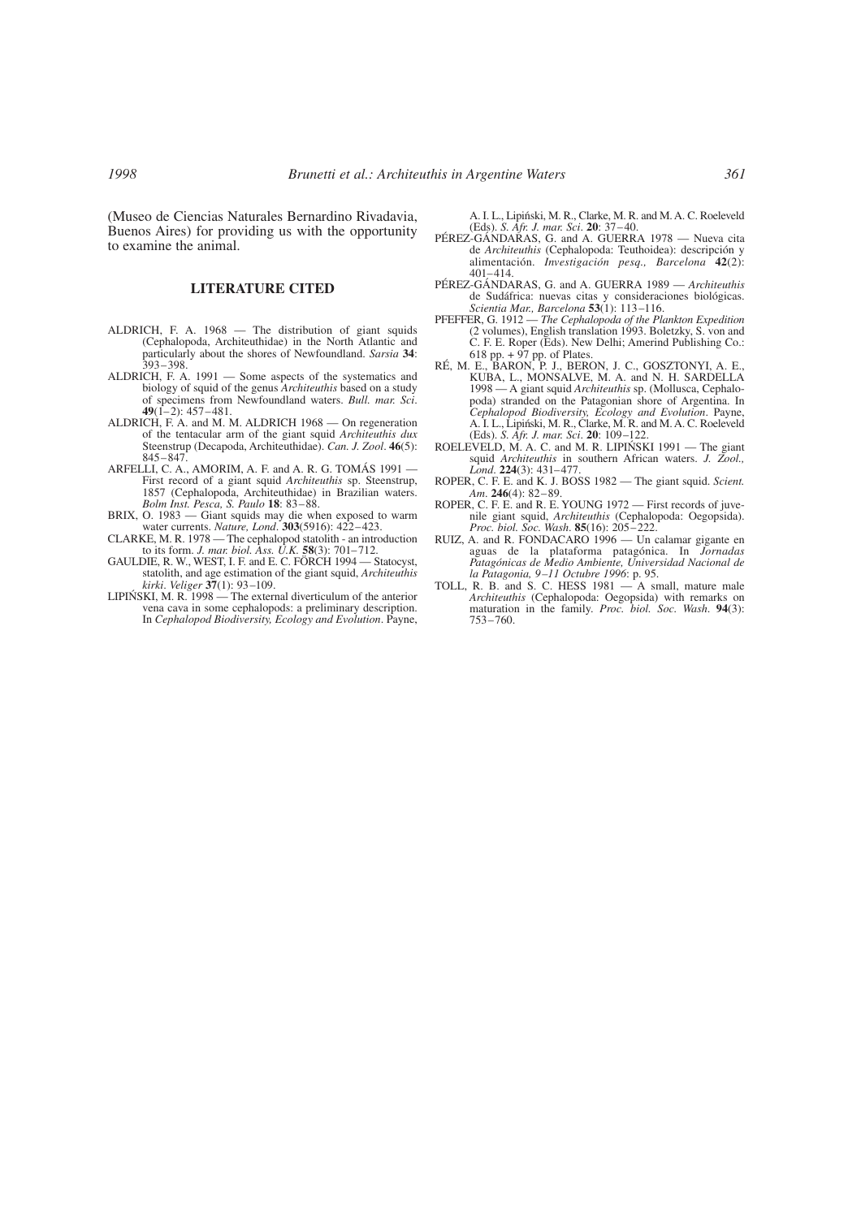(Museo de Ciencias Naturales Bernardino Rivadavia, Buenos Aires) for providing us with the opportunity to examine the animal.

## LITERATURE CITED

ALDRICH, F. A. 1968 — The distribution of giant squids (Cephalopoda, Architeuthidae) in the North Atlantic and particularly about the shores of Newfoundland. *Sarsia* **34**: 393–398.

ALDRICH, F. A. 1991 — Some aspects of the systematics and biology of squid of the genus *Architeuthis* based on a study of specimens from Newfoundland waters. *Bull. mar. Sci*. **49**(1–2): 457–481.

ALDRICH, F. A. and M. M. ALDRICH 1968 — On regeneration of the tentacular arm of the giant squid *Architeuthis dux* Steenstrup (Decapoda, Architeuthidae). *Can. J. Zool*. **46**(5): 845–847.

ARFELLI, C. A., AMORIM, A. F. and A. R. G. TOMÁS 1991 — First record of a giant squid *Architeuthis* sp. Steenstrup, 1857 (Cephalopoda, Architeuthidae) in Brazilian waters. *Bolm Inst. Pesca, S. Paulo* **18**: 83–88.

BRIX, O. 1983 — Giant squids may die when exposed to warm water currents. *Nature, Lond*. **303**(5916): 422–423.

CLARKE, M. R. 1978 — The cephalopod statolith - an introduction to its form. *J. mar. biol. Ass. U.K.* **58**(3): 701–712.

GAULDIE, R. W., WEST, I. F. and E. C. FÖRCH 1994 — Statocyst, statolith, and age estimation of the giant squid, *Architeuthis kirki*. *Veliger* **37**(1): 93–109.

LIPIŃSKI, M. R. 1998 — The external diverticulum of the anterior vena cava in some cephalopods: a preliminary description. In *Cephalopod Biodiversity, Ecology and Evolution*. Payne, A. I. L., Lipiński, M. R., Clarke, M. R. and M. A. C. Roeleveld (Eds). *S. Afr. J. mar. Sci*. **20**: 37–40.

PÉREZ-GÁNDARAS, G. and A. GUERRA 1978 — Nueva cita de *Architeuthis* (Cephalopoda: Teuthoidea): descripción y alimentación. *Investigación pesq., Barcelona* **42**(2): 401–414.

PÉREZ-GÁNDARAS, G. and A. GUERRA 1989 — *Architeuthis* de Sudáfrica: nuevas citas y consideraciones biológicas. *Scientia Mar., Barcelona* **53**(1): 113–116.

PFEFFER, G. 1912 — *The Cephalopoda of the Plankton Expedition* (2 volumes), English translation 1993. Boletzky, S. von and C. F. E. Roper (Eds). New Delhi; Amerind Publishing Co.: 618 pp. + 97 pp. of Plates.

RÉ, M. E., BARON, P. J., BERON, J. C., GOSZTONYI, A. E., KUBA, L., MONSALVE, M. A. and N. H. SARDELLA 1998 — A giant squid *Architeuthis* sp. (Mollusca, Cephalopoda) stranded on the Patagonian shore of Argentina. In *Cephalopod Biodiversity, Ecology and Evolution*. Payne, A. I. L., Lipiński, M. R., Clarke, M. R. and M. A. C. Roeleveld (Eds). *S. Afr. J. mar. Sci*. **20**: 109–122.

ROELEVELD, M. A. C. and M. R. LIPIŃSKI 1991 — The giant squid *Architeuthis* in southern African waters. *J. Zool., Lond*. **224**(3): 431–477.

ROPER, C. F. E. and K. J. BOSS 1982 — The giant squid. *Scient. Am*. **246**(4): 82–89.

ROPER, C. F. E. and R. E. YOUNG 1972 — First records of juvenile giant squid, *Architeuthis* (Cephalopoda: Oegopsida). *Proc. biol. Soc. Wash*. **85**(16): 205–222.

RUIZ, A. and R. FONDACARO 1996 — Un calamar gigante en aguas de la plataforma patagónica. In *Jornadas Patagónicas de Medio Ambiente, Universidad Nacional de la Patagonia, 9–11 Octubre 1996*: p. 95.

TOLL, R. B. and S. C. HESS 1981 — A small, mature male *Architeuthis* (Cephalopoda: Oegopsida) with remarks on maturation in the family. *Proc. biol. Soc. Wash*. **94**(3): 753–760.